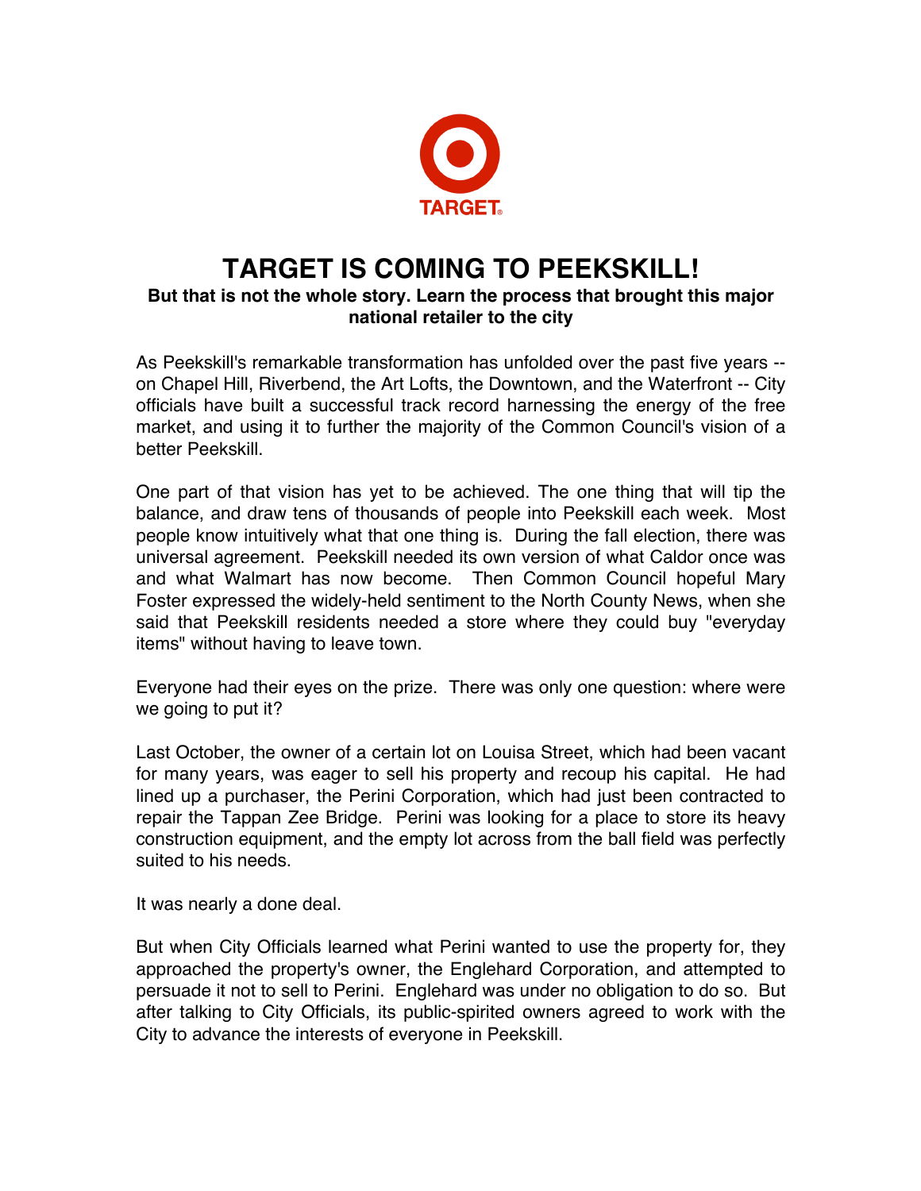TARGET

# TARGET IS COMING TO PEEKSKILL!

**But that is not the whole story. Learn the process that brought this major national retailer to the city**

As Peekskill's remarkable transformation has unfolded over the past five years -- on Chapel Hill, Riverbend, the Art Lofts, the Downtown, and the Waterfront -- City officials have built a successful track record harnessing the energy of the free market, and using it to further the majority of the Common Council's vision of a better Peekskill.

One part of that vision has yet to be achieved. The one thing that will tip the balance, and draw tens of thousands of people into Peekskill each week. Most people know intuitively what that one thing is. During the fall election, there was universal agreement. Peekskill needed its own version of what Caldor once was and what Walmart has now become. Then Common Council hopeful Mary Foster expressed the widely-held sentiment to the North County News, when she said that Peekskill residents needed a store where they could buy "everyday items" without having to leave town.

Everyone had their eyes on the prize. There was only one question: where were we going to put it?

Last October, the owner of a certain lot on Louisa Street, which had been vacant for many years, was eager to sell his property and recoup his capital. He had lined up a purchaser, the Perini Corporation, which had just been contracted to repair the Tappan Zee Bridge. Perini was looking for a place to store its heavy construction equipment, and the empty lot across from the ball field was perfectly suited to his needs.

It was nearly a done deal.

But when City Officials learned what Perini wanted to use the property for, they approached the property's owner, the Englehard Corporation, and attempted to persuade it not to sell to Perini. Englehard was under no obligation to do so. But after talking to City Officials, its public-spirited owners agreed to work with the City to advance the interests of everyone in Peekskill.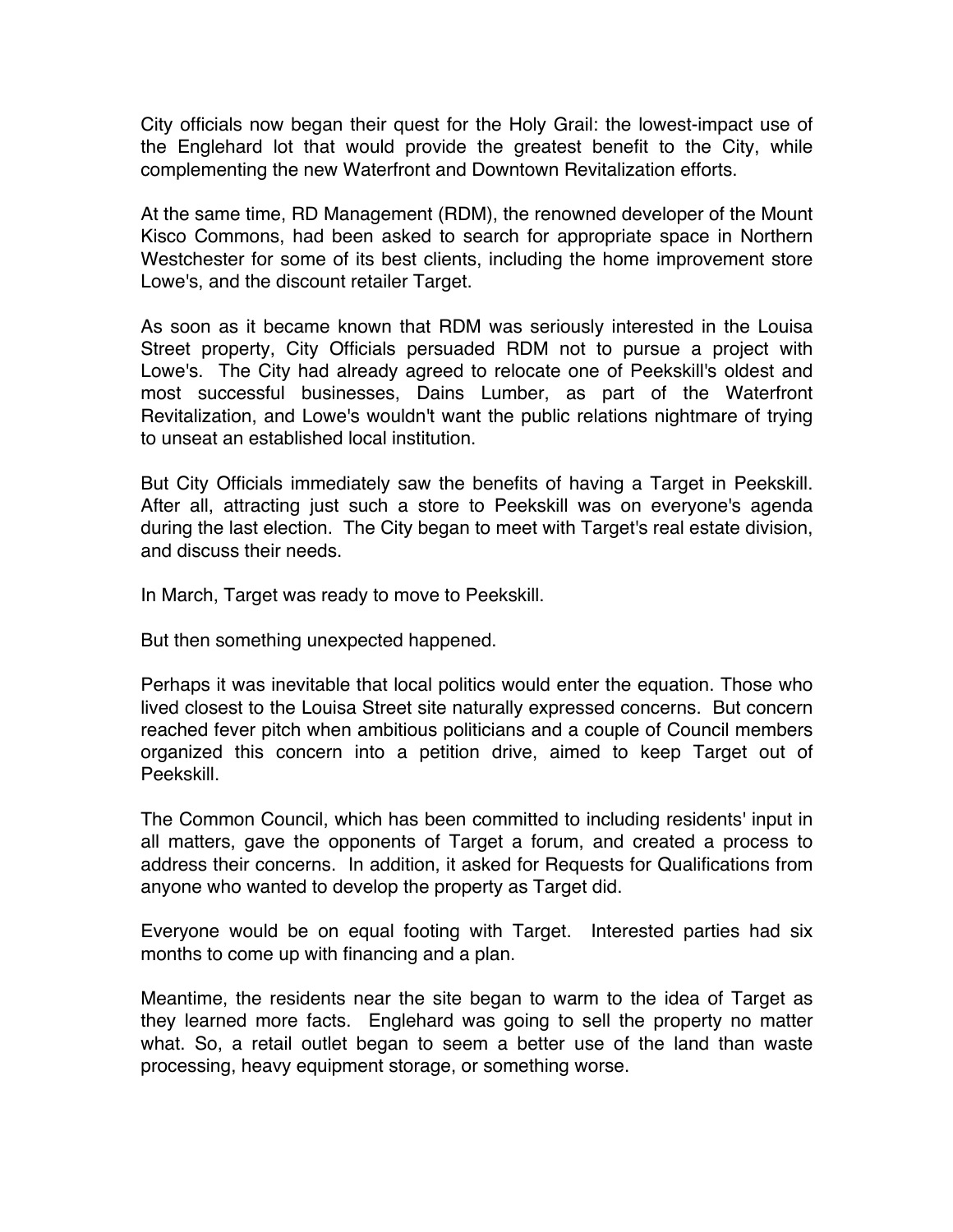City officials now began their quest for the Holy Grail: the lowest-impact use of the Englehard lot that would provide the greatest benefit to the City, while complementing the new Waterfront and Downtown Revitalization efforts.

At the same time, RD Management (RDM), the renowned developer of the Mount Kisco Commons, had been asked to search for appropriate space in Northern Westchester for some of its best clients, including the home improvement store Lowe's, and the discount retailer Target.

As soon as it became known that RDM was seriously interested in the Louisa Street property, City Officials persuaded RDM not to pursue a project with Lowe's. The City had already agreed to relocate one of Peekskill's oldest and most successful businesses, Dains Lumber, as part of the Waterfront Revitalization, and Lowe's wouldn't want the public relations nightmare of trying to unseat an established local institution.

But City Officials immediately saw the benefits of having a Target in Peekskill. After all, attracting just such a store to Peekskill was on everyone's agenda during the last election. The City began to meet with Target's real estate division, and discuss their needs.

In March, Target was ready to move to Peekskill.

But then something unexpected happened.

Perhaps it was inevitable that local politics would enter the equation. Those who lived closest to the Louisa Street site naturally expressed concerns. But concern reached fever pitch when ambitious politicians and a couple of Council members organized this concern into a petition drive, aimed to keep Target out of Peekskill.

The Common Council, which has been committed to including residents' input in all matters, gave the opponents of Target a forum, and created a process to address their concerns. In addition, it asked for Requests for Qualifications from anyone who wanted to develop the property as Target did.

Everyone would be on equal footing with Target. Interested parties had six months to come up with financing and a plan.

Meantime, the residents near the site began to warm to the idea of Target as they learned more facts. Englehard was going to sell the property no matter what. So, a retail outlet began to seem a better use of the land than waste processing, heavy equipment storage, or something worse.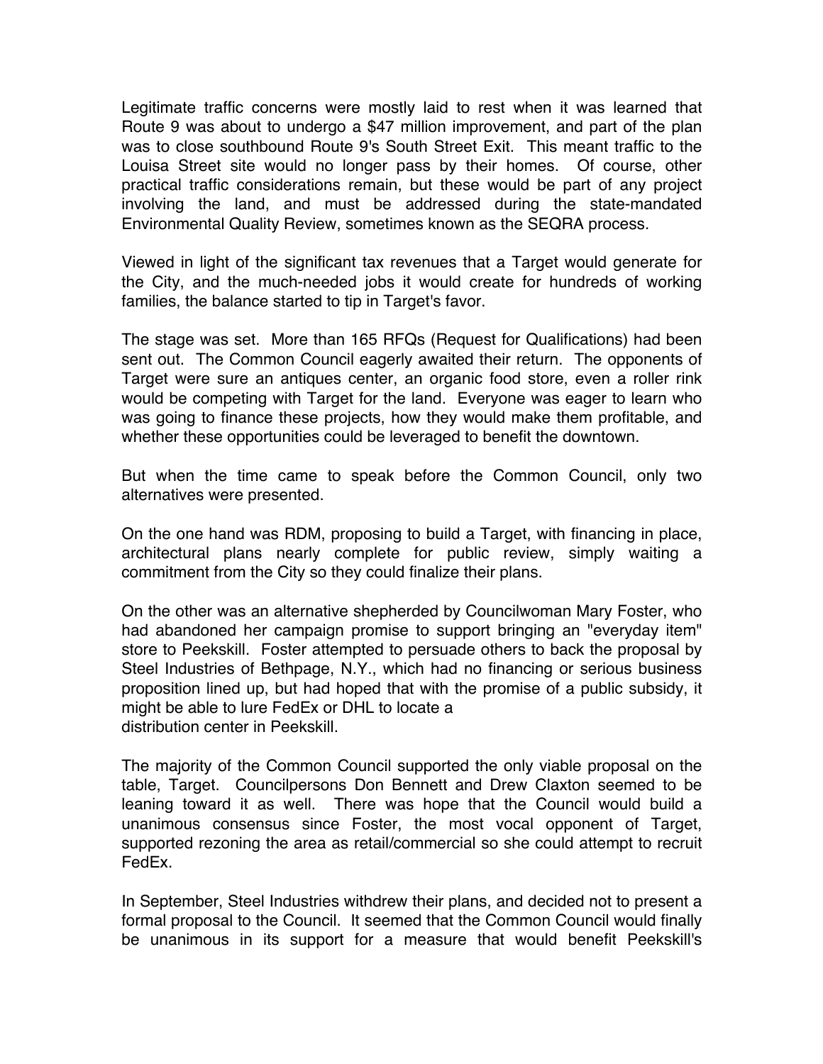Legitimate traffic concerns were mostly laid to rest when it was learned that Route 9 was about to undergo a $47 million improvement, and part of the plan was to close southbound Route 9's South Street Exit. This meant traffic to the Louisa Street site would no longer pass by their homes. Of course, other practical traffic considerations remain, but these would be part of any project involving the land, and must be addressed during the state-mandated Environmental Quality Review, sometimes known as the SEQRA process.

Viewed in light of the significant tax revenues that a Target would generate for the City, and the much-needed jobs it would create for hundreds of working families, the balance started to tip in Target's favor.

The stage was set. More than 165 RFQs (Request for Qualifications) had been sent out. The Common Council eagerly awaited their return. The opponents of Target were sure an antiques center, an organic food store, even a roller rink would be competing with Target for the land. Everyone was eager to learn who was going to finance these projects, how they would make them profitable, and whether these opportunities could be leveraged to benefit the downtown.

But when the time came to speak before the Common Council, only two alternatives were presented.

On the one hand was RDM, proposing to build a Target, with financing in place, architectural plans nearly complete for public review, simply waiting a commitment from the City so they could finalize their plans.

On the other was an alternative shepherded by Councilwoman Mary Foster, who had abandoned her campaign promise to support bringing an "everyday item" store to Peekskill. Foster attempted to persuade others to back the proposal by Steel Industries of Bethpage, N.Y., which had no financing or serious business proposition lined up, but had hoped that with the promise of a public subsidy, it might be able to lure FedEx or DHL to locate a distribution center in Peekskill.

The majority of the Common Council supported the only viable proposal on the table, Target. Councilpersons Don Bennett and Drew Claxton seemed to be leaning toward it as well. There was hope that the Council would build a unanimous consensus since Foster, the most vocal opponent of Target, supported rezoning the area as retail/commercial so she could attempt to recruit FedEx.

In September, Steel Industries withdrew their plans, and decided not to present a formal proposal to the Council. It seemed that the Common Council would finally be unanimous in its support for a measure that would benefit Peekskill's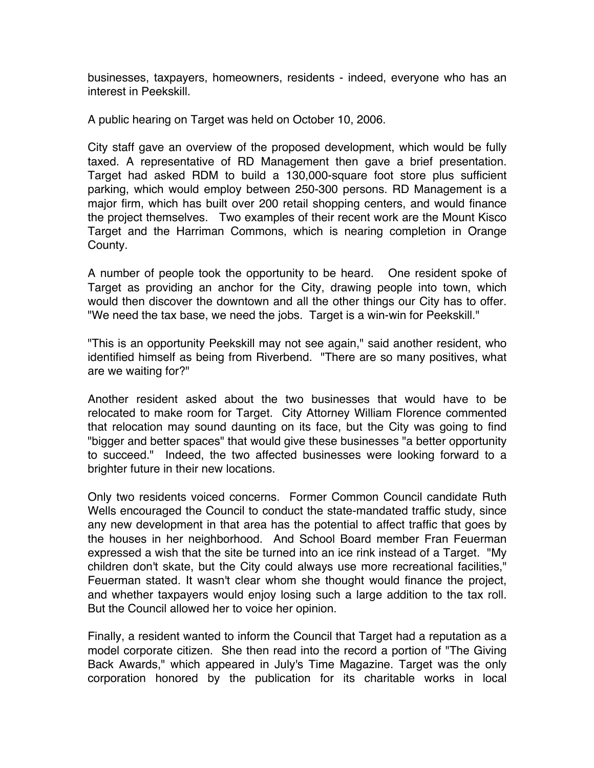businesses, taxpayers, homeowners, residents - indeed, everyone who has an interest in Peekskill.

A public hearing on Target was held on October 10, 2006.

City staff gave an overview of the proposed development, which would be fully taxed. A representative of RD Management then gave a brief presentation. Target had asked RDM to build a 130,000-square foot store plus sufficient parking, which would employ between 250-300 persons. RD Management is a major firm, which has built over 200 retail shopping centers, and would finance the project themselves. Two examples of their recent work are the Mount Kisco Target and the Harriman Commons, which is nearing completion in Orange County.

A number of people took the opportunity to be heard. One resident spoke of Target as providing an anchor for the City, drawing people into town, which would then discover the downtown and all the other things our City has to offer. "We need the tax base, we need the jobs. Target is a win-win for Peekskill."

"This is an opportunity Peekskill may not see again," said another resident, who identified himself as being from Riverbend. "There are so many positives, what are we waiting for?"

Another resident asked about the two businesses that would have to be relocated to make room for Target. City Attorney William Florence commented that relocation may sound daunting on its face, but the City was going to find "bigger and better spaces" that would give these businesses "a better opportunity to succeed." Indeed, the two affected businesses were looking forward to a brighter future in their new locations.

Only two residents voiced concerns. Former Common Council candidate Ruth Wells encouraged the Council to conduct the state-mandated traffic study, since any new development in that area has the potential to affect traffic that goes by the houses in her neighborhood. And School Board member Fran Feuerman expressed a wish that the site be turned into an ice rink instead of a Target. "My children don't skate, but the City could always use more recreational facilities," Feuerman stated. It wasn't clear whom she thought would finance the project, and whether taxpayers would enjoy losing such a large addition to the tax roll. But the Council allowed her to voice her opinion.

Finally, a resident wanted to inform the Council that Target had a reputation as a model corporate citizen. She then read into the record a portion of "The Giving Back Awards," which appeared in July's Time Magazine. Target was the only corporation honored by the publication for its charitable works in local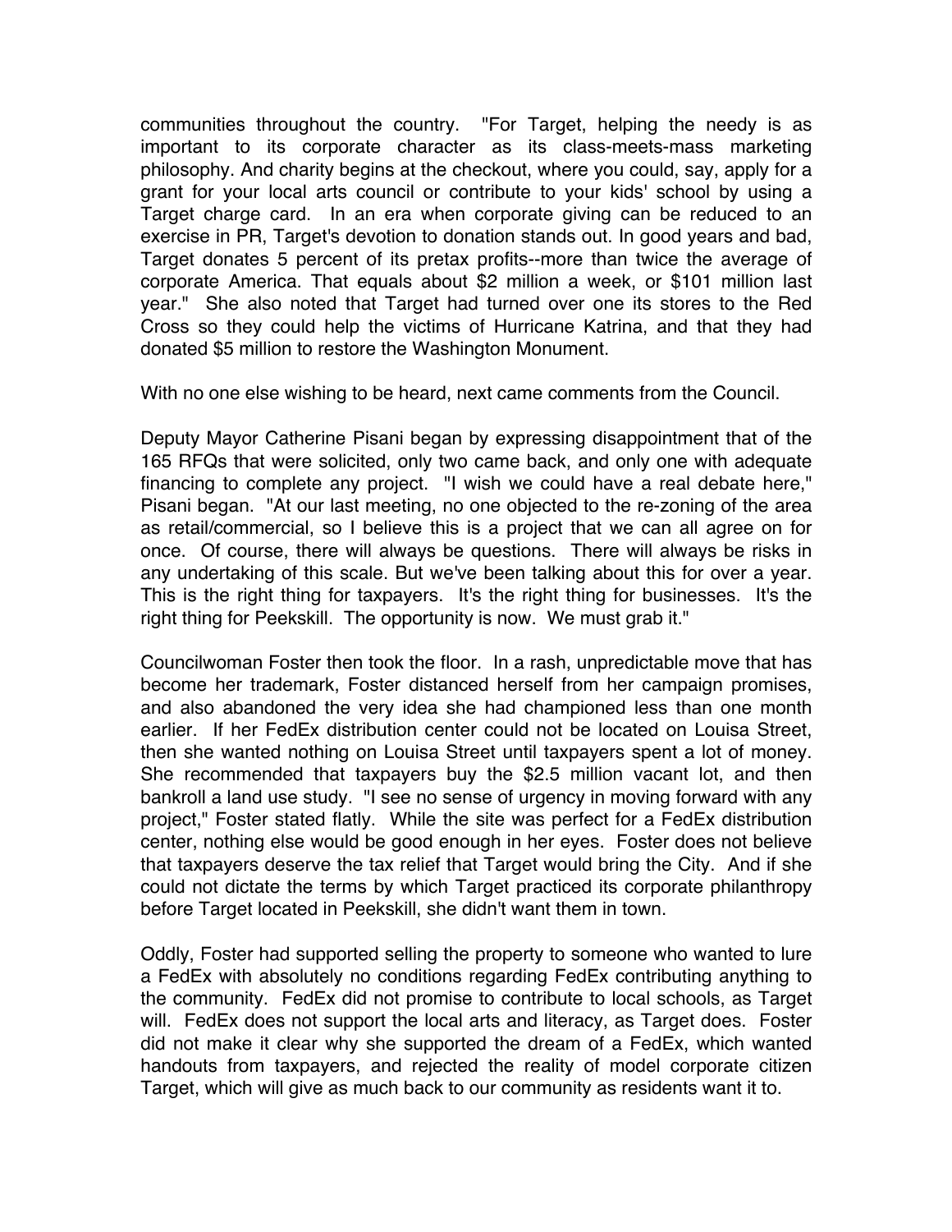communities throughout the country. "For Target, helping the needy is as important to its corporate character as its class-meets-mass marketing philosophy. And charity begins at the checkout, where you could, say, apply for a grant for your local arts council or contribute to your kids' school by using a Target charge card. In an era when corporate giving can be reduced to an exercise in PR, Target's devotion to donation stands out. In good years and bad, Target donates 5 percent of its pretax profits--more than twice the average of corporate America. That equals about $2 million a week, or $101 million last year." She also noted that Target had turned over one its stores to the Red Cross so they could help the victims of Hurricane Katrina, and that they had donated $5 million to restore the Washington Monument.

With no one else wishing to be heard, next came comments from the Council.

Deputy Mayor Catherine Pisani began by expressing disappointment that of the 165 RFQs that were solicited, only two came back, and only one with adequate financing to complete any project. "I wish we could have a real debate here," Pisani began. "At our last meeting, no one objected to the re-zoning of the area as retail/commercial, so I believe this is a project that we can all agree on for once. Of course, there will always be questions. There will always be risks in any undertaking of this scale. But we've been talking about this for over a year. This is the right thing for taxpayers. It's the right thing for businesses. It's the right thing for Peekskill. The opportunity is now. We must grab it."

Councilwoman Foster then took the floor. In a rash, unpredictable move that has become her trademark, Foster distanced herself from her campaign promises, and also abandoned the very idea she had championed less than one month earlier. If her FedEx distribution center could not be located on Louisa Street, then she wanted nothing on Louisa Street until taxpayers spent a lot of money. She recommended that taxpayers buy the $2.5 million vacant lot, and then bankroll a land use study. "I see no sense of urgency in moving forward with any project," Foster stated flatly. While the site was perfect for a FedEx distribution center, nothing else would be good enough in her eyes. Foster does not believe that taxpayers deserve the tax relief that Target would bring the City. And if she could not dictate the terms by which Target practiced its corporate philanthropy before Target located in Peekskill, she didn't want them in town.

Oddly, Foster had supported selling the property to someone who wanted to lure a FedEx with absolutely no conditions regarding FedEx contributing anything to the community. FedEx did not promise to contribute to local schools, as Target will. FedEx does not support the local arts and literacy, as Target does. Foster did not make it clear why she supported the dream of a FedEx, which wanted handouts from taxpayers, and rejected the reality of model corporate citizen Target, which will give as much back to our community as residents want it to.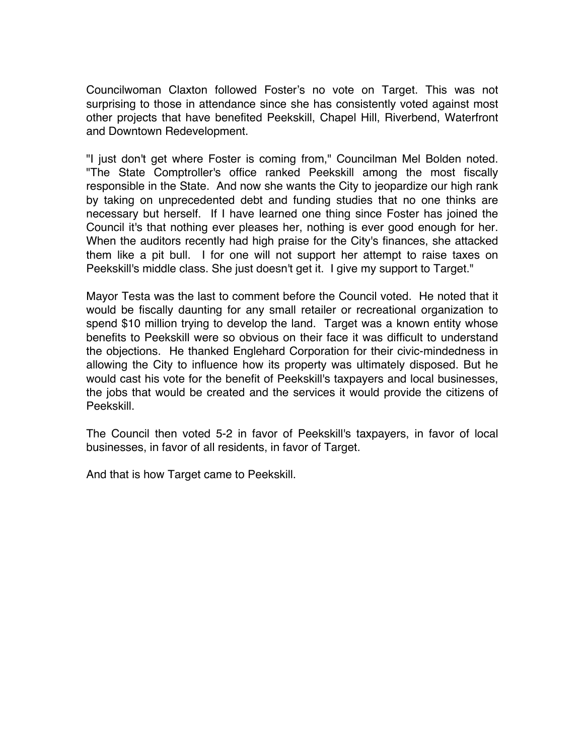Councilwoman Claxton followed Foster's no vote on Target. This was not surprising to those in attendance since she has consistently voted against most other projects that have benefited Peekskill, Chapel Hill, Riverbend, Waterfront and Downtown Redevelopment.

"I just don't get where Foster is coming from," Councilman Mel Bolden noted. "The State Comptroller's office ranked Peekskill among the most fiscally responsible in the State. And now she wants the City to jeopardize our high rank by taking on unprecedented debt and funding studies that no one thinks are necessary but herself. If I have learned one thing since Foster has joined the Council it's that nothing ever pleases her, nothing is ever good enough for her. When the auditors recently had high praise for the City's finances, she attacked them like a pit bull. I for one will not support her attempt to raise taxes on Peekskill's middle class. She just doesn't get it. I give my support to Target."

Mayor Testa was the last to comment before the Council voted. He noted that it would be fiscally daunting for any small retailer or recreational organization to spend $10 million trying to develop the land. Target was a known entity whose benefits to Peekskill were so obvious on their face it was difficult to understand the objections. He thanked Englehard Corporation for their civic-mindedness in allowing the City to influence how its property was ultimately disposed. But he would cast his vote for the benefit of Peekskill's taxpayers and local businesses, the jobs that would be created and the services it would provide the citizens of Peekskill.

The Council then voted 5-2 in favor of Peekskill's taxpayers, in favor of local businesses, in favor of all residents, in favor of Target.

And that is how Target came to Peekskill.